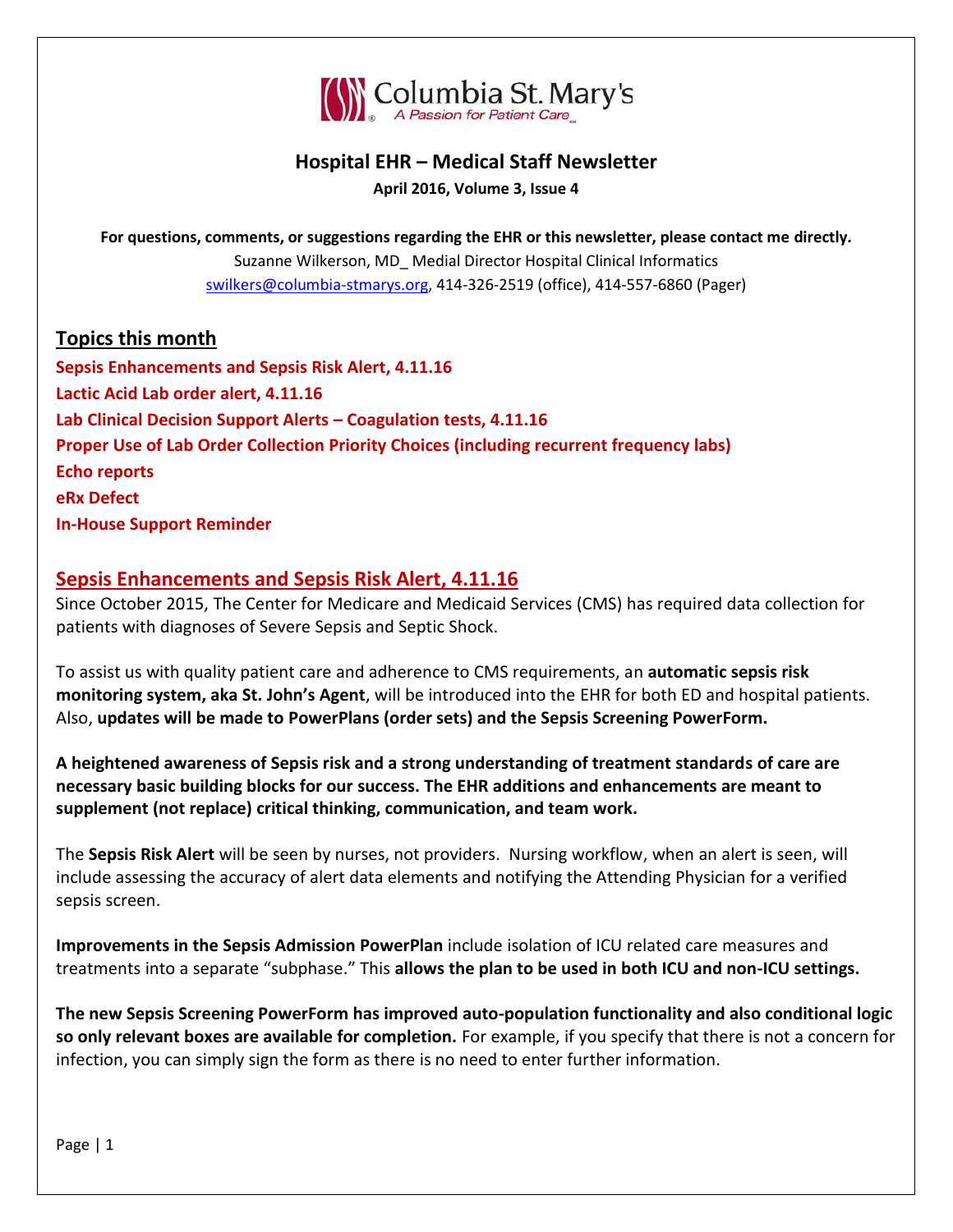Columbia St. Mary's
*A Passion for Patient Care*

## Hospital EHR – Medical Staff Newsletter

**April 2016, Volume 3, Issue 4**

**For questions, comments, or suggestions regarding the EHR or this newsletter, please contact me directly.**
Suzanne Wilkerson, MD_ Medial Director Hospital Clinical Informatics
swilkers@columbia-stmarys.org, 414-326-2519 (office), 414-557-6860 (Pager)

## Topics this month

**Sepsis Enhancements and Sepsis Risk Alert, 4.11.16**
**Lactic Acid Lab order alert, 4.11.16**
**Lab Clinical Decision Support Alerts – Coagulation tests, 4.11.16**
**Proper Use of Lab Order Collection Priority Choices (including recurrent frequency labs)**
**Echo reports**
**eRx Defect**
**In-House Support Reminder**

## Sepsis Enhancements and Sepsis Risk Alert, 4.11.16

Since October 2015, The Center for Medicare and Medicaid Services (CMS) has required data collection for patients with diagnoses of Severe Sepsis and Septic Shock.

To assist us with quality patient care and adherence to CMS requirements, an **automatic sepsis risk monitoring system, aka St. John's Agent**, will be introduced into the EHR for both ED and hospital patients. Also, **updates will be made to PowerPlans (order sets) and the Sepsis Screening PowerForm.**

**A heightened awareness of Sepsis risk and a strong understanding of treatment standards of care are necessary basic building blocks for our success. The EHR additions and enhancements are meant to supplement (not replace) critical thinking, communication, and team work.**

The **Sepsis Risk Alert** will be seen by nurses, not providers. Nursing workflow, when an alert is seen, will include assessing the accuracy of alert data elements and notifying the Attending Physician for a verified sepsis screen.

**Improvements in the Sepsis Admission PowerPlan** include isolation of ICU related care measures and treatments into a separate "subphase." This **allows the plan to be used in both ICU and non-ICU settings.**

**The new Sepsis Screening PowerForm has improved auto-population functionality and also conditional logic so only relevant boxes are available for completion.** For example, if you specify that there is not a concern for infection, you can simply sign the form as there is no need to enter further information.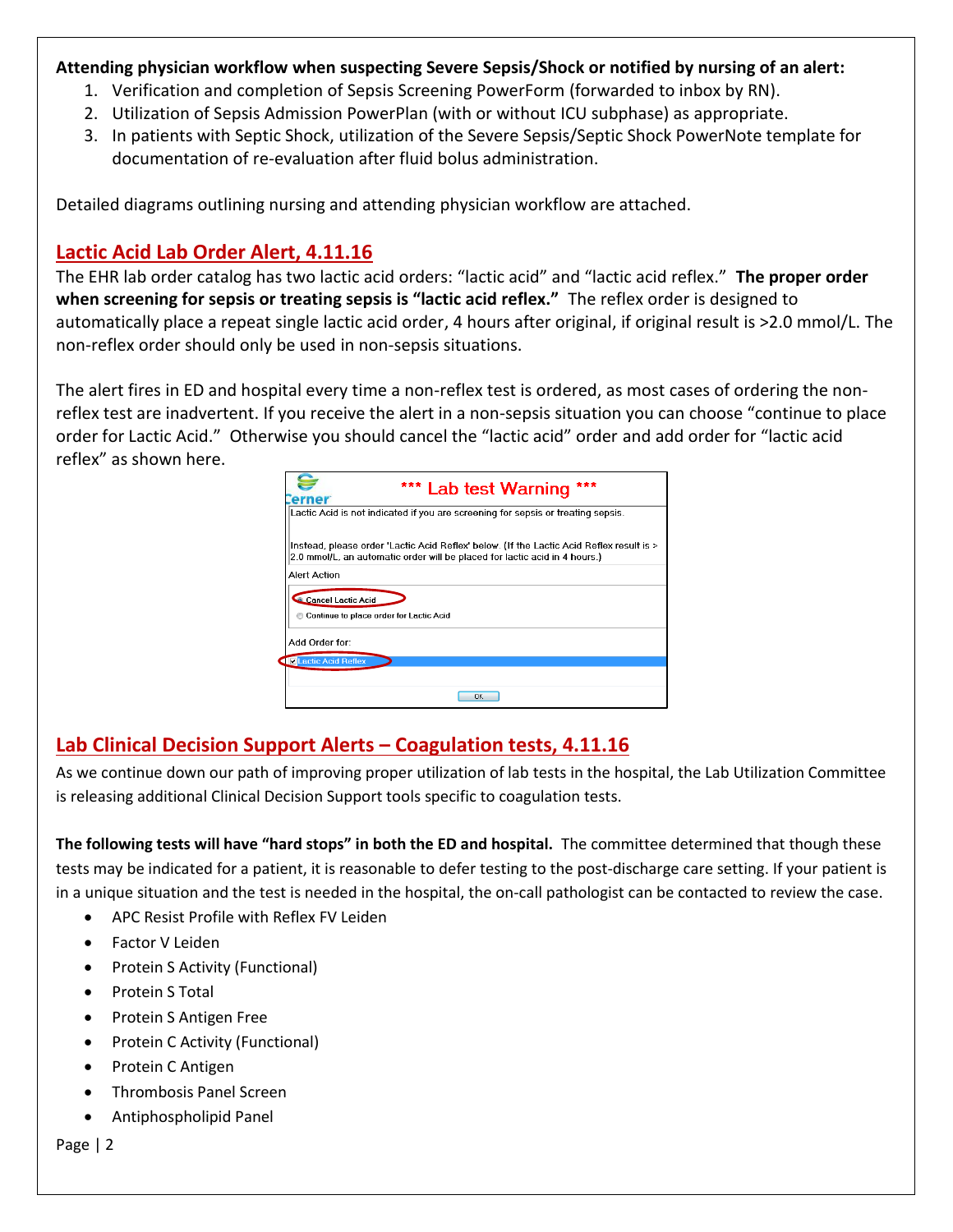**Attending physician workflow when suspecting Severe Sepsis/Shock or notified by nursing of an alert:**

1. Verification and completion of Sepsis Screening PowerForm (forwarded to inbox by RN).
2. Utilization of Sepsis Admission PowerPlan (with or without ICU subphase) as appropriate.
3. In patients with Septic Shock, utilization of the Severe Sepsis/Septic Shock PowerNote template for documentation of re-evaluation after fluid bolus administration.

Detailed diagrams outlining nursing and attending physician workflow are attached.

## Lactic Acid Lab Order Alert, 4.11.16

The EHR lab order catalog has two lactic acid orders: "lactic acid" and "lactic acid reflex." **The proper order when screening for sepsis or treating sepsis is "lactic acid reflex."** The reflex order is designed to automatically place a repeat single lactic acid order, 4 hours after original, if original result is >2.0 mmol/L. The non-reflex order should only be used in non-sepsis situations.

The alert fires in ED and hospital every time a non-reflex test is ordered, as most cases of ordering the non-reflex test are inadvertent. If you receive the alert in a non-sepsis situation you can choose "continue to place order for Lactic Acid." Otherwise you should cancel the "lactic acid" order and add order for "lactic acid reflex" as shown here.

Cerner

\*\*\* Lab test Warning \*\*\*

Lactic Acid is not indicated if you are screening for sepsis or treating sepsis.

Instead, please order 'Lactic Acid Reflex' below. (If the Lactic Acid Reflex result is > 2.0 mmol/L, an automatic order will be placed for lactic acid in 4 hours.)

Alert Action

- Cancel Lactic Acid
- Continue to place order for Lactic Acid

Add Order for:

- Lactic Acid Reflex

OK

## Lab Clinical Decision Support Alerts – Coagulation tests, 4.11.16

As we continue down our path of improving proper utilization of lab tests in the hospital, the Lab Utilization Committee is releasing additional Clinical Decision Support tools specific to coagulation tests.

**The following tests will have "hard stops" in both the ED and hospital.** The committee determined that though these tests may be indicated for a patient, it is reasonable to defer testing to the post-discharge care setting. If your patient is in a unique situation and the test is needed in the hospital, the on-call pathologist can be contacted to review the case.

- APC Resist Profile with Reflex FV Leiden
- Factor V Leiden
- Protein S Activity (Functional)
- Protein S Total
- Protein S Antigen Free
- Protein C Activity (Functional)
- Protein C Antigen
- Thrombosis Panel Screen
- Antiphospholipid Panel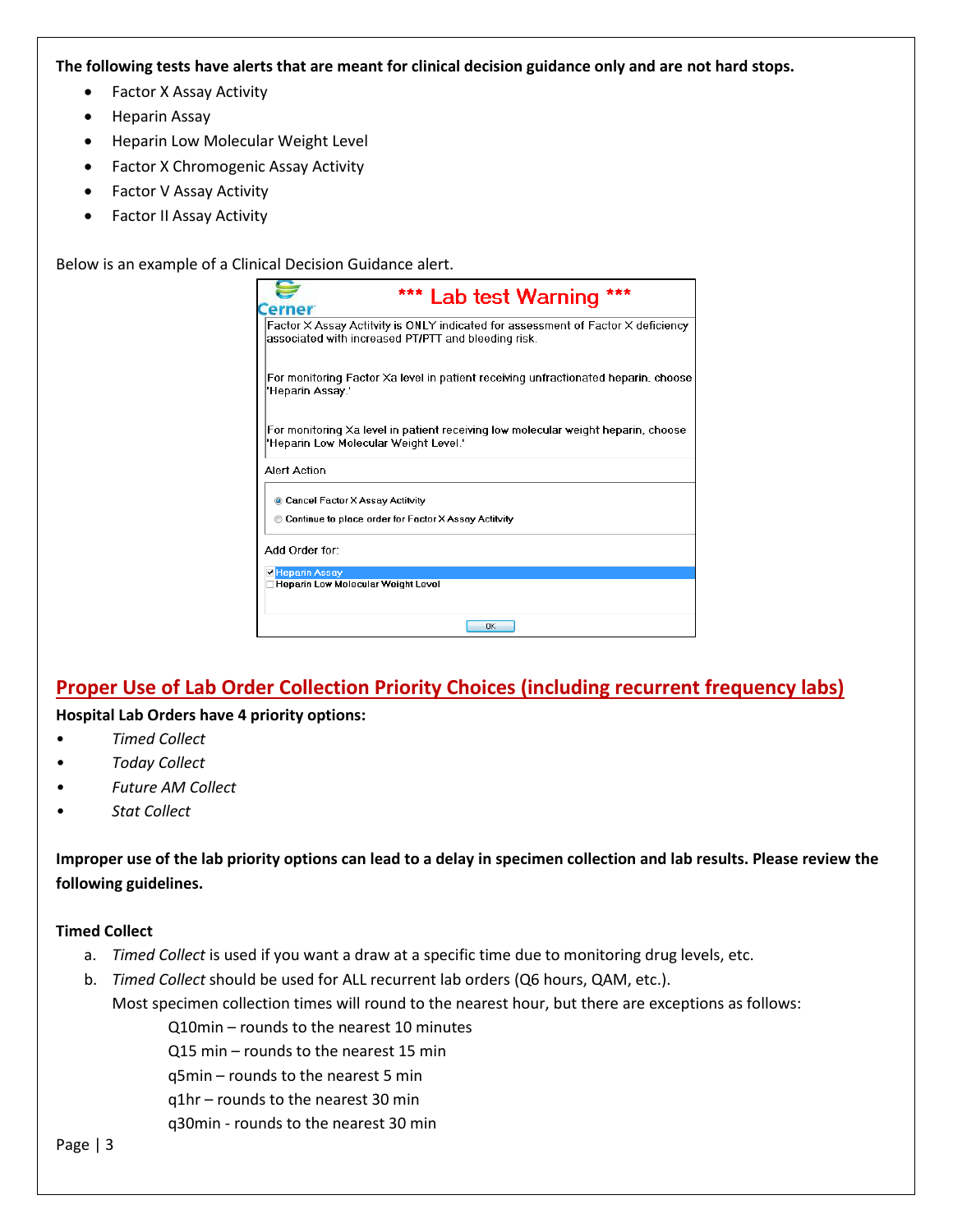**The following tests have alerts that are meant for clinical decision guidance only and are not hard stops.**

- Factor X Assay Activity
- Heparin Assay
- Heparin Low Molecular Weight Level
- Factor X Chromogenic Assay Activity
- Factor V Assay Activity
- Factor II Assay Activity

Below is an example of a Clinical Decision Guidance alert.

*** Lab test Warning ***

Factor X Assay Actitvity is ONLY indicated for assessment of Factor X deficiency associated with increased PT/PTT and bleeding risk.

For monitoring Factor Xa level in patient receiving unfractionated heparin, choose 'Heparin Assay.'

For monitoring Xa level in patient receiving low molecular weight heparin, choose 'Heparin Low Molecular Weight Level.'

Alert Action

- (•) Cancel Factor X Assay Actitvity
- ( ) Continue to place order for Factor X Assay Actitvity

Add Order for:

- [x] Heparin Assay
- [ ] Heparin Low Molecular Weight Level

OK

## Proper Use of Lab Order Collection Priority Choices (including recurrent frequency labs)

**Hospital Lab Orders have 4 priority options:**

- *Timed Collect*
- *Today Collect*
- *Future AM Collect*
- *Stat Collect*

**Improper use of the lab priority options can lead to a delay in specimen collection and lab results. Please review the following guidelines.**

**Timed Collect**

a. *Timed Collect* is used if you want a draw at a specific time due to monitoring drug levels, etc.

b. *Timed Collect* should be used for ALL recurrent lab orders (Q6 hours, QAM, etc.).
   Most specimen collection times will round to the nearest hour, but there are exceptions as follows:

   Q10min – rounds to the nearest 10 minutes
   Q15 min – rounds to the nearest 15 min
   q5min – rounds to the nearest 5 min
   q1hr – rounds to the nearest 30 min
   q30min - rounds to the nearest 30 min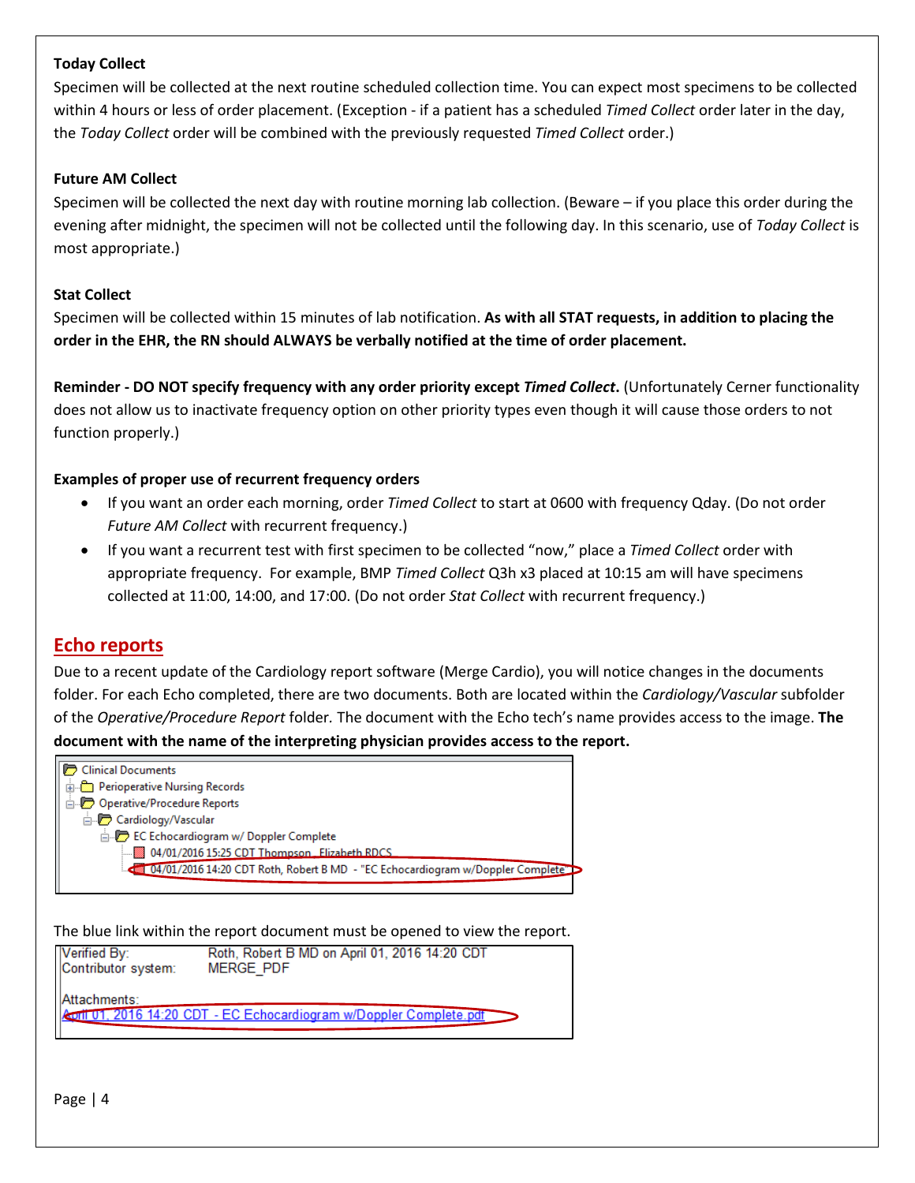**Today Collect**

Specimen will be collected at the next routine scheduled collection time. You can expect most specimens to be collected within 4 hours or less of order placement. (Exception - if a patient has a scheduled *Timed Collect* order later in the day, the *Today Collect* order will be combined with the previously requested *Timed Collect* order.)

**Future AM Collect**

Specimen will be collected the next day with routine morning lab collection. (Beware – if you place this order during the evening after midnight, the specimen will not be collected until the following day. In this scenario, use of *Today Collect* is most appropriate.)

**Stat Collect**

Specimen will be collected within 15 minutes of lab notification. **As with all STAT requests, in addition to placing the order in the EHR, the RN should ALWAYS be verbally notified at the time of order placement.**

**Reminder - DO NOT specify frequency with any order priority except *Timed Collect*.** (Unfortunately Cerner functionality does not allow us to inactivate frequency option on other priority types even though it will cause those orders to not function properly.)

**Examples of proper use of recurrent frequency orders**

- If you want an order each morning, order *Timed Collect* to start at 0600 with frequency Qday. (Do not order *Future AM Collect* with recurrent frequency.)
- If you want a recurrent test with first specimen to be collected "now," place a *Timed Collect* order with appropriate frequency. For example, BMP *Timed Collect* Q3h x3 placed at 10:15 am will have specimens collected at 11:00, 14:00, and 17:00. (Do not order *Stat Collect* with recurrent frequency.)

## Echo reports

Due to a recent update of the Cardiology report software (Merge Cardio), you will notice changes in the documents folder. For each Echo completed, there are two documents. Both are located within the *Cardiology/Vascular* subfolder of the *Operative/Procedure Report* folder. The document with the Echo tech's name provides access to the image. **The document with the name of the interpreting physician provides access to the report.**

```
Clinical Documents
  Perioperative Nursing Records
  Operative/Procedure Reports
    Cardiology/Vascular
      EC Echocardiogram w/ Doppler Complete
        04/01/2016 15:25 CDT Thompson, Elizabeth RDCS
        04/01/2016 14:20 CDT Roth, Robert B MD - "EC Echocardiogram w/Doppler Complete
```

The blue link within the report document must be opened to view the report.

```
Verified By:          Roth, Robert B MD on April 01, 2016 14:20 CDT
Contributor system:   MERGE_PDF

Attachments:
April 01, 2016 14:20 CDT - EC Echocardiogram w/Doppler Complete.pdf
```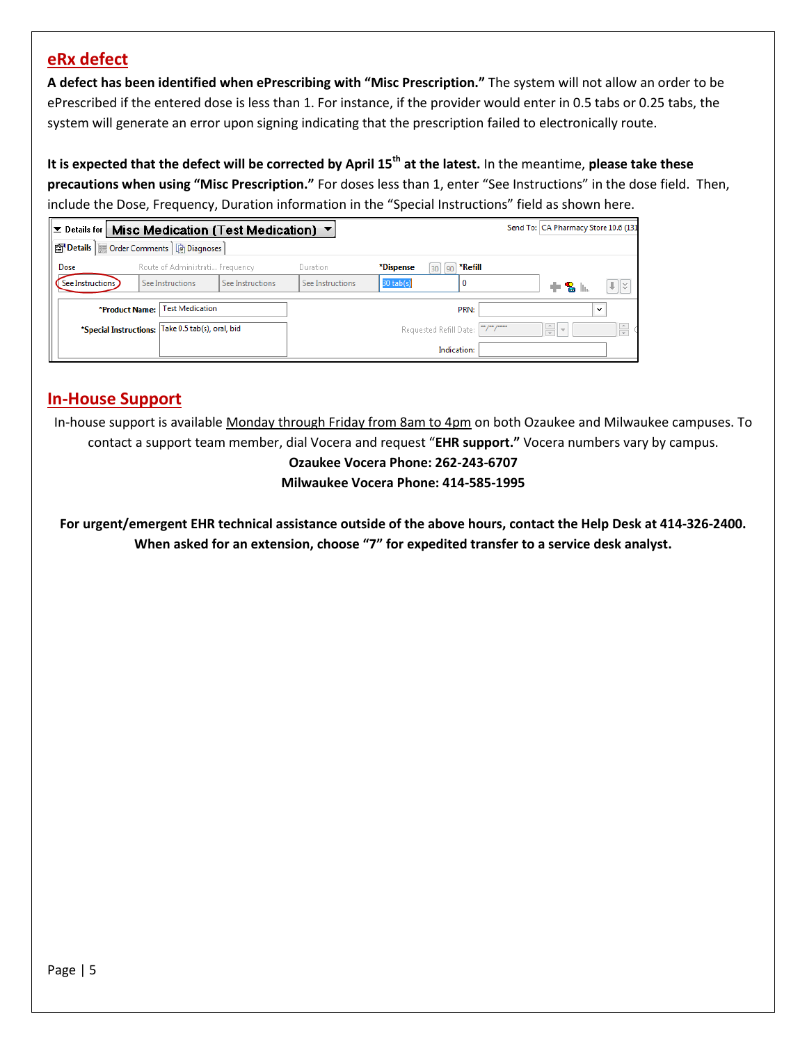## eRx defect

**A defect has been identified when ePrescribing with "Misc Prescription."** The system will not allow an order to be ePrescribed if the entered dose is less than 1. For instance, if the provider would enter in 0.5 tabs or 0.25 tabs, the system will generate an error upon signing indicating that the prescription failed to electronically route.

**It is expected that the defect will be corrected by April 15th at the latest.** In the meantime, **please take these precautions when using "Misc Prescription."** For doses less than 1, enter "See Instructions" in the dose field. Then, include the Dose, Frequency, Duration information in the "Special Instructions" field as shown here.

Details for **Misc Medication (Test Medication)** — Send To: CA Pharmacy Store 10.6 (131

Details | Order Comments | Diagnoses

| Dose | Route of Administrati... | Frequency | Duration | *Dispense | *Refill |
|---|---|---|---|---|---|
| See Instructions | See Instructions | See Instructions | See Instructions | 30 tab(s) | 0 |

*Product Name: Test Medication

*Special Instructions: Take 0.5 tab(s), oral, bid

PRN:

Requested Refill Date: **/**/****

Indication:

## In-House Support

In-house support is available Monday through Friday from 8am to 4pm on both Ozaukee and Milwaukee campuses. To contact a support team member, dial Vocera and request "**EHR support.**" Vocera numbers vary by campus.

**Ozaukee Vocera Phone: 262-243-6707**

**Milwaukee Vocera Phone: 414-585-1995**

**For urgent/emergent EHR technical assistance outside of the above hours, contact the Help Desk at 414-326-2400. When asked for an extension, choose "7" for expedited transfer to a service desk analyst.**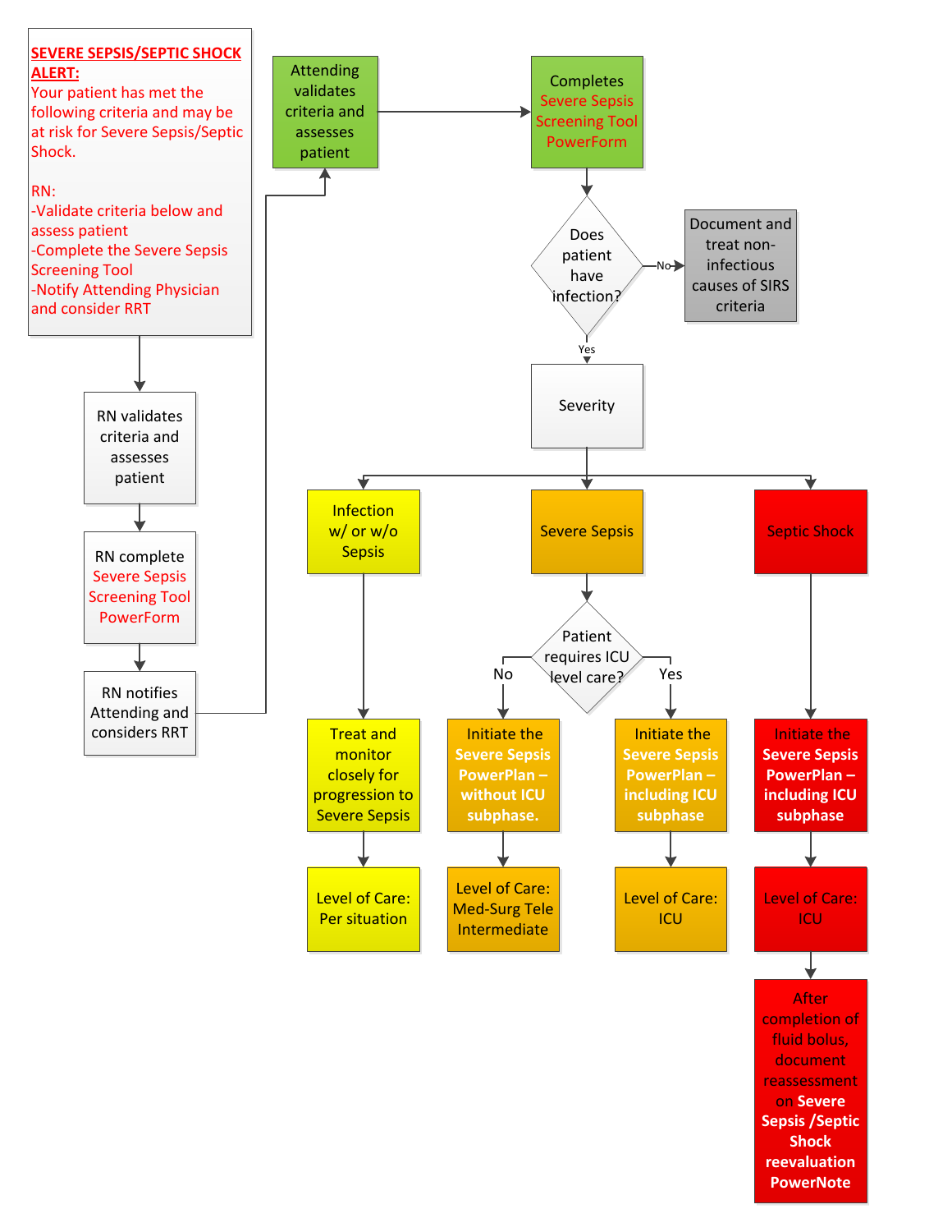**SEVERE SEPSIS/SEPTIC SHOCK ALERT:**
Your patient has met the following criteria and may be at risk for Severe Sepsis/Septic Shock.

RN:
- Validate criteria below and assess patient
- Complete the Severe Sepsis Screening Tool
- Notify Attending Physician and consider RRT

↓

RN validates criteria and assesses patient

↓

RN complete Severe Sepsis Screening Tool PowerForm

↓

RN notifies Attending and considers RRT

↓

Attending validates criteria and assesses patient

↓

Completes Severe Sepsis Screening Tool PowerForm

↓

**Does patient have infection?**

- **No** → Document and treat non-infectious causes of SIRS criteria
- **Yes** → Severity

**Severity:**

1. **Infection w/ or w/o Sepsis**
   - Treat and monitor closely for progression to Severe Sepsis
   - Level of Care: Per situation

2. **Severe Sepsis**
   - **Patient requires ICU level care?**
     - **No** → Initiate the **Severe Sepsis PowerPlan – without ICU subphase.**
       - Level of Care: Med-Surg Tele Intermediate
     - **Yes** → Initiate the **Severe Sepsis PowerPlan – including ICU subphase**
       - Level of Care: ICU

3. **Septic Shock**
   - Initiate the **Severe Sepsis PowerPlan – including ICU subphase**
   - Level of Care: ICU
   - After completion of fluid bolus, document reassessment on **Severe Sepsis /Septic Shock reevaluation PowerNote**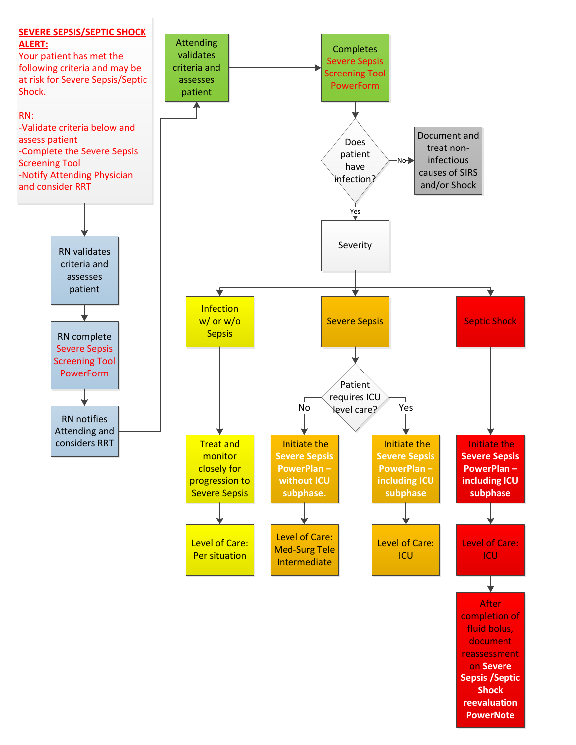**SEVERE SEPSIS/SEPTIC SHOCK ALERT:**
Your patient has met the following criteria and may be at risk for Severe Sepsis/Septic Shock.

RN:
- Validate criteria below and assess patient
- Complete the Severe Sepsis Screening Tool
- Notify Attending Physician and consider RRT

RN validates criteria and assesses patient

RN complete Severe Sepsis Screening Tool PowerForm

RN notifies Attending and considers RRT

Attending validates criteria and assesses patient

Completes Severe Sepsis Screening Tool PowerForm

Does patient have infection?

No

Document and treat non-infectious causes of SIRS and/or Shock

Yes

Severity

Infection w/ or w/o Sepsis

Treat and monitor closely for progression to Severe Sepsis

Level of Care: Per situation

Severe Sepsis

Patient requires ICU level care?

No

**Initiate the Severe Sepsis PowerPlan – without ICU subphase.**

Level of Care: Med-Surg Tele Intermediate

Yes

**Initiate the Severe Sepsis PowerPlan – including ICU subphase**

Level of Care: ICU

Septic Shock

**Initiate the Severe Sepsis PowerPlan – including ICU subphase**

Level of Care: ICU

After completion of fluid bolus, document reassessment on **Severe Sepsis /Septic Shock reevaluation PowerNote**